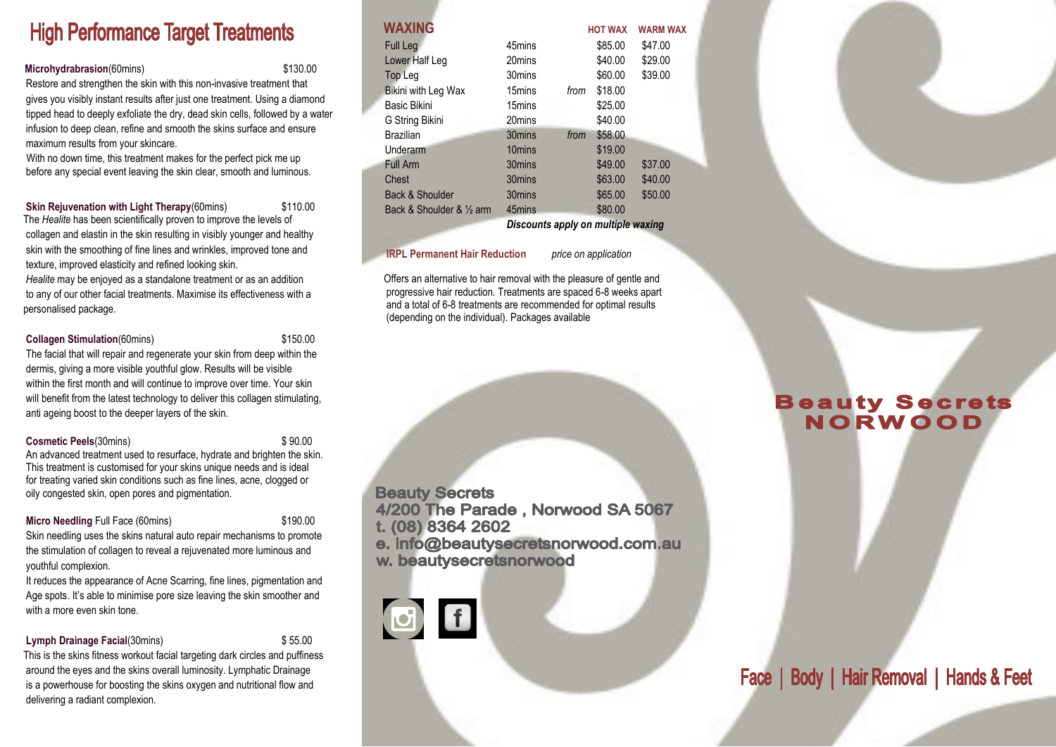# High Performance Target Treatments

**Microhydrabrasion**(60mins) $130.00

Restore and strengthen the skin with this non-invasive treatment that gives you visibly instant results after just one treatment. Using a diamond tipped head to deeply exfoliate the dry, dead skin cells, followed by a water infusion to deep clean, refine and smooth the skins surface and ensure maximum results from your skincare.

With no down time, this treatment makes for the perfect pick me up before any special event leaving the skin clear, smooth and luminous.

**Skin Rejuvenation with Light Therapy**(60mins) $110.00

The *Healite* has been scientifically proven to improve the levels of collagen and elastin in the skin resulting in visibly younger and healthy skin with the smoothing of fine lines and wrinkles, improved tone and texture, improved elasticity and refined looking skin.

*Healite* may be enjoyed as a standalone treatment or as an addition to any of our other facial treatments. Maximise its effectiveness with a personalised package.

**Collagen Stimulation**(60mins) $150.00

The facial that will repair and regenerate your skin from deep within the dermis, giving a more visible youthful glow. Results will be visible within the first month and will continue to improve over time. Your skin will benefit from the latest technology to deliver this collagen stimulating, anti ageing boost to the deeper layers of the skin.

**Cosmetic Peels**(30mins) $ 90.00

An advanced treatment used to resurface, hydrate and brighten the skin. This treatment is customised for your skins unique needs and is ideal for treating varied skin conditions such as fine lines, acne, clogged or oily congested skin, open pores and pigmentation.

**Micro Needling** Full Face (60mins) $190.00

Skin needling uses the skins natural auto repair mechanisms to promote the stimulation of collagen to reveal a rejuvenated more luminous and youthful complexion.

It reduces the appearance of Acne Scarring, fine lines, pigmentation and Age spots. It's able to minimise pore size leaving the skin smoother and with a more even skin tone.

**Lymph Drainage Facial**(30mins) $ 55.00

This is the skins fitness workout facial targeting dark circles and puffiness around the eyes and the skins overall luminosity. Lymphatic Drainage is a powerhouse for boosting the skins oxygen and nutritional flow and delivering a radiant complexion.

## WAXING

| | | | HOT WAX | WARM WAX |
|---|---|---|---|---|
| Full Leg | 45mins | | $85.00 | $47.00 |
| Lower Half Leg | 20mins | | $40.00 | $29.00 |
| Top Leg | 30mins | | $60.00 | $39.00 |
| Bikini with Leg Wax | 15mins | *from* | $18.00 | |
| Basic Bikini | 15mins | | $25.00 | |
| G String Bikini | 20mins | | $40.00 | |
| Brazilian | 30mins | *from* | $58.00 | |
| Underarm | 10mins | | $19.00 | |
| Full Arm | 30mins | | $49.00 | $37.00 |
| Chest | 30mins | | $63.00 | $40.00 |
| Back & Shoulder | 30mins | | $65.00 | $50.00 |
| Back & Shoulder & ½ arm | 45mins | | $80.00 | |

***Discounts apply on multiple waxing***

**IRPL Permanent Hair Reduction** *price on application*

Offers an alternative to hair removal with the pleasure of gentle and progressive hair reduction. Treatments are spaced 6-8 weeks apart and a total of 6-8 treatments are recommended for optimal results (depending on the individual). Packages available

**Beauty Secrets**
**4/200 The Parade , Norwood SA 5067**
**t. (08) 8364 2602**
**e. Info@beautysecretsnorwood.com.au**
**w. beautysecretsnorwood**

# Beauty Secrets NORWOOD

## Face | Body | Hair Removal | Hands & Feet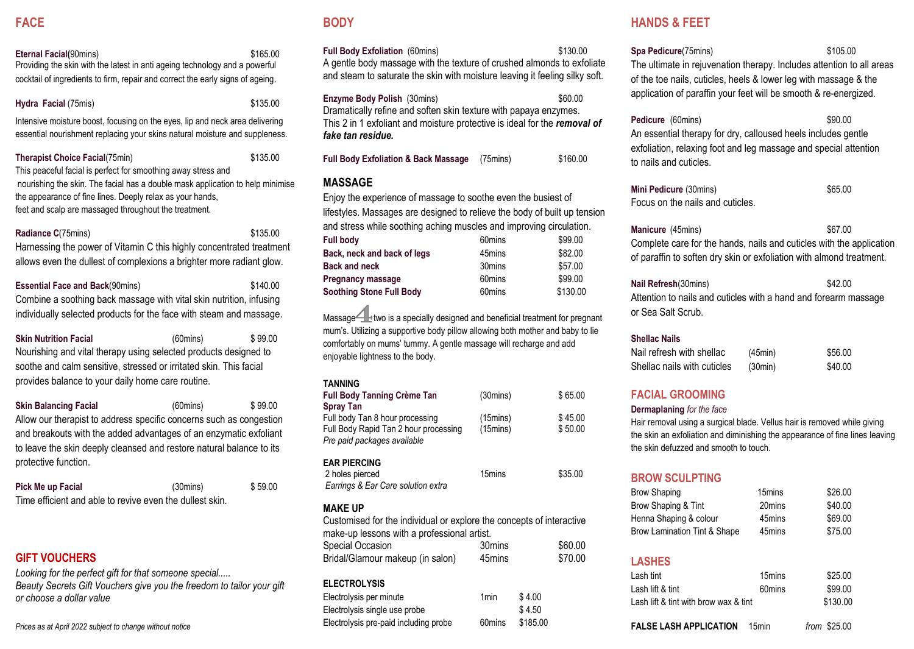## FACE

**Eternal Facial(**90mins) $165.00

Providing the skin with the latest in anti ageing technology and a powerful cocktail of ingredients to firm, repair and correct the early signs of ageing.

**Hydra Facial** (75mis) $135.00

Intensive moisture boost, focusing on the eyes, lip and neck area delivering essential nourishment replacing your skins natural moisture and suppleness.

**Therapist Choice Facial**(75min) $135.00

This peaceful facial is perfect for smoothing away stress and nourishing the skin. The facial has a double mask application to help minimise the appearance of fine lines. Deeply relax as your hands, feet and scalp are massaged throughout the treatment.

**Radiance C**(75mins) $135.00

Harnessing the power of Vitamin C this highly concentrated treatment allows even the dullest of complexions a brighter more radiant glow.

**Essential Face and Back**(90mins) $140.00

Combine a soothing back massage with vital skin nutrition, infusing individually selected products for the face with steam and massage.

**Skin Nutrition Facial** (60mins) $ 99.00

Nourishing and vital therapy using selected products designed to soothe and calm sensitive, stressed or irritated skin. This facial provides balance to your daily home care routine.

**Skin Balancing Facial** (60mins) $ 99.00

Allow our therapist to address specific concerns such as congestion and breakouts with the added advantages of an enzymatic exfoliant to leave the skin deeply cleansed and restore natural balance to its protective function.

**Pick Me up Facial** (30mins) $ 59.00

Time efficient and able to revive even the dullest skin.

## GIFT VOUCHERS

*Looking for the perfect gift for that someone special.....*
*Beauty Secrets Gift Vouchers give you the freedom to tailor your gift or choose a dollar value*

*Prices as at April 2022 subject to change without notice*

## BODY

**Full Body Exfoliation** (60mins) $130.00

A gentle body massage with the texture of crushed almonds to exfoliate and steam to saturate the skin with moisture leaving it feeling silky soft.

**Enzyme Body Polish** (30mins) $60.00

Dramatically refine and soften skin texture with papaya enzymes. This 2 in 1 exfoliant and moisture protective is ideal for the ***removal of fake tan residue.***

**Full Body Exfoliation & Back Massage** (75mins) $160.00

## MASSAGE

Enjoy the experience of massage to soothe even the busiest of lifestyles. Massages are designed to relieve the body of built up tension and stress while soothing aching muscles and improving circulation.

| | | |
|---|---|---|
| **Full body** | 60mins | $99.00 |
| **Back, neck and back of legs** | 45mins | $82.00 |
| **Back and neck** | 30mins | $57.00 |
| **Pregnancy massage** | 60mins | $99.00 |
| **Soothing Stone Full Body** | 60mins | $130.00 |

Massage 4 two is a specially designed and beneficial treatment for pregnant mum's. Utilizing a supportive body pillow allowing both mother and baby to lie comfortably on mums' tummy. A gentle massage will recharge and add enjoyable lightness to the body.

### TANNING

| | | |
|---|---|---|
| **Full Body Tanning Crème Tan** | (30mins) | $ 65.00 |
| **Spray Tan** | | |
| Full body Tan 8 hour processing | (15mins) | $ 45.00 |
| Full Body Rapid Tan 2 hour processing | (15mins) | $ 50.00 |

*Pre paid packages available*

### EAR PIERCING

2 holes pierced — 15mins — $35.00

*Earrings & Ear Care solution extra*

### MAKE UP

Customised for the individual or explore the concepts of interactive make-up lessons with a professional artist.

| | | |
|---|---|---|
| Special Occasion | 30mins | $60.00 |
| Bridal/Glamour makeup (in salon) | 45mins | $70.00 |

### ELECTROLYSIS

| | | |
|---|---|---|
| Electrolysis per minute | 1min | $ 4.00 |
| Electrolysis single use probe | | $ 4.50 |
| Electrolysis pre-paid including probe | 60mins | $185.00 |

## HANDS & FEET

**Spa Pedicure**(75mins) $105.00

The ultimate in rejuvenation therapy. Includes attention to all areas of the toe nails, cuticles, heels & lower leg with massage & the application of paraffin your feet will be smooth & re-energized.

**Pedicure** (60mins) $90.00

An essential therapy for dry, calloused heels includes gentle exfoliation, relaxing foot and leg massage and special attention to nails and cuticles.

**Mini Pedicure** (30mins) $65.00

Focus on the nails and cuticles.

**Manicure** (45mins) $67.00

Complete care for the hands, nails and cuticles with the application of paraffin to soften dry skin or exfoliation with almond treatment.

**Nail Refresh**(30mins) $42.00

Attention to nails and cuticles with a hand and forearm massage or Sea Salt Scrub.

**Shellac Nails**

| | | |
|---|---|---|
| Nail refresh with shellac | (45min) | $56.00 |
| Shellac nails with cuticles | (30min) | $40.00 |

## FACIAL GROOMING

**Dermaplaning** *for the face*

Hair removal using a surgical blade. Vellus hair is removed while giving the skin an exfoliation and diminishing the appearance of fine lines leaving the skin defuzzed and smooth to touch.

## BROW SCULPTING

| | | |
|---|---|---|
| Brow Shaping | 15mins | $26.00 |
| Brow Shaping & Tint | 20mins | $40.00 |
| Henna Shaping & colour | 45mins | $69.00 |
| Brow Lamination Tint & Shape | 45mins | $75.00 |

## LASHES

| | | |
|---|---|---|
| Lash tint | 15mins | $25.00 |
| Lash lift & tint | 60mins | $99.00 |
| Lash lift & tint with brow wax & tint | | $130.00 |

**FALSE LASH APPLICATION** 15min *from* $25.00